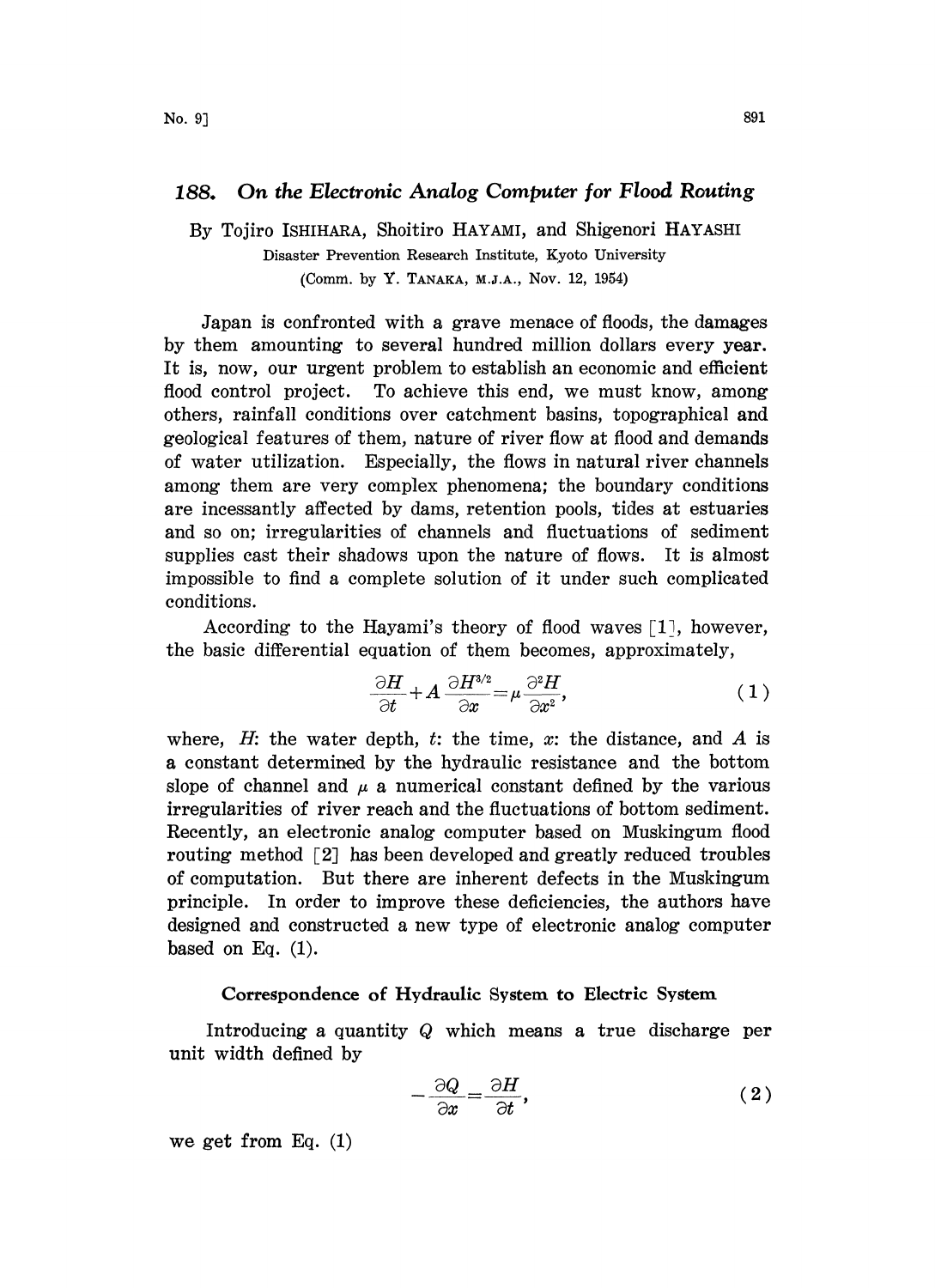# 188. On the Electronic Analog Computer for Flood Routing

By Tojiro ISHIHARA, Shoitiro HAYAMI, and Shigenori HAYASHI

Disaster Prevention Research Institute, Kyoto University

(Comm. by Y. TANAKA, M.J.A., Nov. 12, 1954)

Japan is confronted with a grave menace of floods, the damages by them amounting to several hundred million dollars every year. It is, now, our urgent problem to establish an economic and efficient flood control project. To achieve this end, we must know, among others, rainfall conditions over catchment basins, topographical and geological features of them, nature of river flow at flood and demands of water utilization. Especially, the flows in natural river channels among them are very complex phenomena; the boundary conditions are incessantly affected by dams, retention pools, tides at estuaries and so on; irregularities of channels and fluctuations of sediment supplies cast their shadows upon the nature of flows. It is almost impossible to find a complete solution of it under such complicated conditions.

According to the Hayami's theory of flood waves [1], however, the basic differential equation of them becomes, approximately,

$$\frac{\partial H}{\partial t} + A\frac{\partial H^{3/2}}{\partial x} = \mu\frac{\partial^2 H}{\partial x^2}, \tag{1}$$

where, $H$: the water depth, $t$: the time, $x$: the distance, and $A$ is a constant determined by the hydraulic resistance and the bottom slope of channel and $\mu$ a numerical constant defined by the various irregularities of river reach and the fluctuations of bottom sediment. Recently, an electronic analog computer based on Muskingum flood routing method [2] has been developed and greatly reduced troubles of computation. But there are inherent defects in the Muskingum principle. In order to improve these deficiencies, the authors have designed and constructed a new type of electronic analog computer based on Eq. (1).

## Correspondence of Hydraulic System to Electric System

Introducing a quantity $Q$ which means a true discharge per unit width defined by

$$-\frac{\partial Q}{\partial x} = \frac{\partial H}{\partial t}, \tag{2}$$

we get from Eq. (1)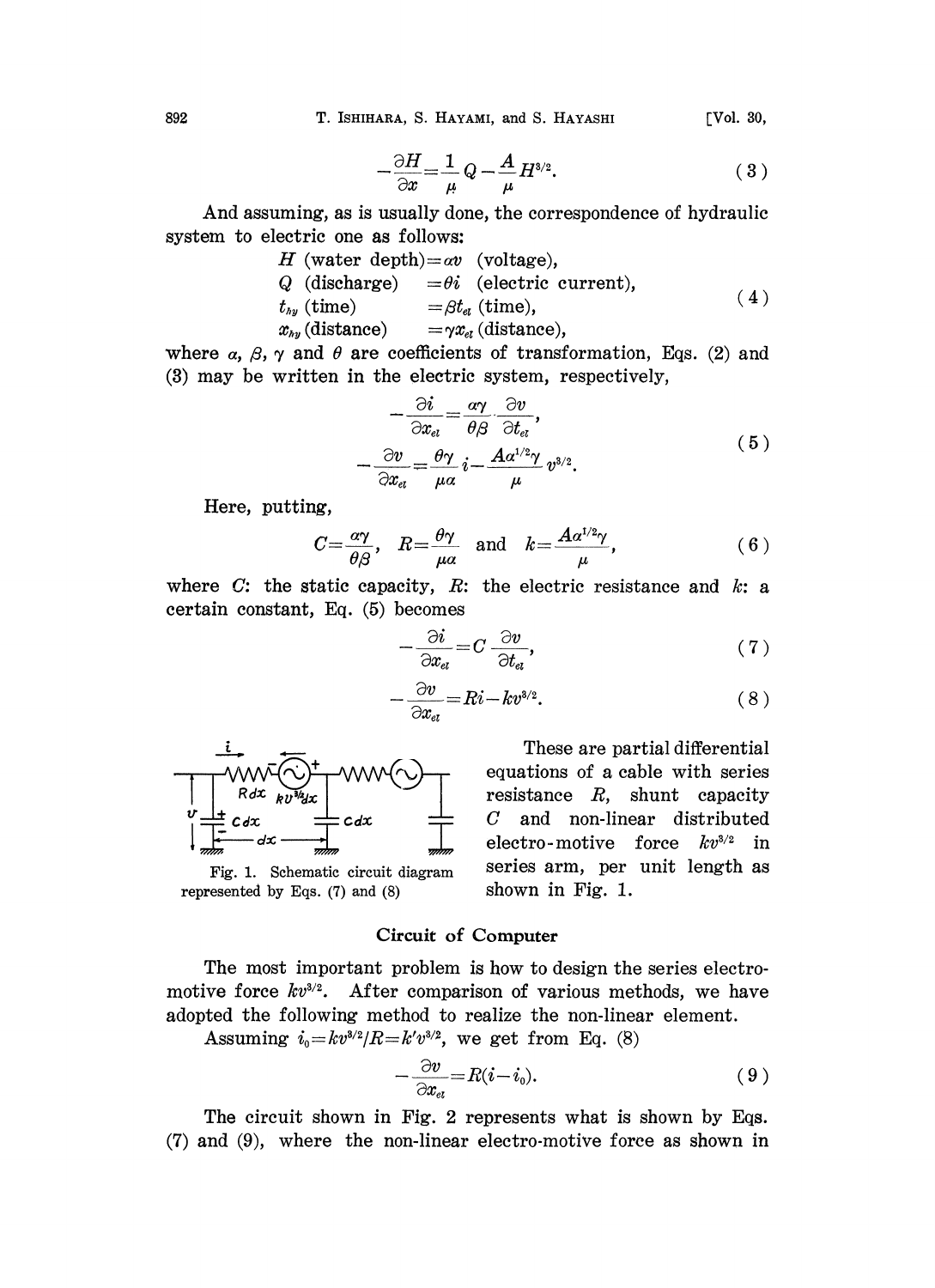$$-\frac{\partial H}{\partial x}=\frac{1}{\mu}Q-\frac{A}{\mu}H^{3/2}. \tag{3}$$

And assuming, as is usually done, the correspondence of hydraulic system to electric one as follows:

$$\begin{aligned}
&H \text{ (water depth)} = \alpha v \text{ (voltage)},\\
&Q \text{ (discharge)} \quad = \theta i \text{ (electric current)},\\
&t_{hy} \text{ (time)} \qquad = \beta t_{el} \text{ (time)},\\
&x_{hy} \text{ (distance)} \quad = \gamma x_{el} \text{ (distance)},
\end{aligned} \tag{4}$$

where $\alpha$, $\beta$, $\gamma$ and $\theta$ are coefficients of transformation, Eqs. (2) and (3) may be written in the electric system, respectively,

$$\begin{aligned}
-\frac{\partial i}{\partial x_{el}}&=\frac{\alpha\gamma}{\theta\beta}\cdot\frac{\partial v}{\partial t_{el}},\\
-\frac{\partial v}{\partial x_{el}}&=\frac{\theta\gamma}{\mu\alpha}i-\frac{A\alpha^{1/2}\gamma}{\mu}v^{3/2}.
\end{aligned} \tag{5}$$

Here, putting,

$$C=\frac{\alpha\gamma}{\theta\beta},\quad R=\frac{\theta\gamma}{\mu\alpha}\quad\text{and}\quad k=\frac{A\alpha^{1/2}\gamma}{\mu}, \tag{6}$$

where $C$: the static capacity, $R$: the electric resistance and $k$: a certain constant, Eq. (5) becomes

$$-\frac{\partial i}{\partial x_{el}}=C\frac{\partial v}{\partial t_{el}}, \tag{7}$$

$$-\frac{\partial v}{\partial x_{el}}=Ri-kv^{3/2}. \tag{8}$$

Fig. 1. Schematic circuit diagram represented by Eqs. (7) and (8)

These are partial differential equations of a cable with series resistance $R$, shunt capacity $C$ and non-linear distributed electro-motive force $kv^{3/2}$ in series arm, per unit length as shown in Fig. 1.

## Circuit of Computer

The most important problem is how to design the series electromotive force $kv^{3/2}$. After comparison of various methods, we have adopted the following method to realize the non-linear element.

Assuming $i_0=kv^{3/2}/R=k'v^{3/2}$, we get from Eq. (8)

$$-\frac{\partial v}{\partial x_{el}}=R(i-i_0). \tag{9}$$

The circuit shown in Fig. 2 represents what is shown by Eqs. (7) and (9), where the non-linear electro-motive force as shown in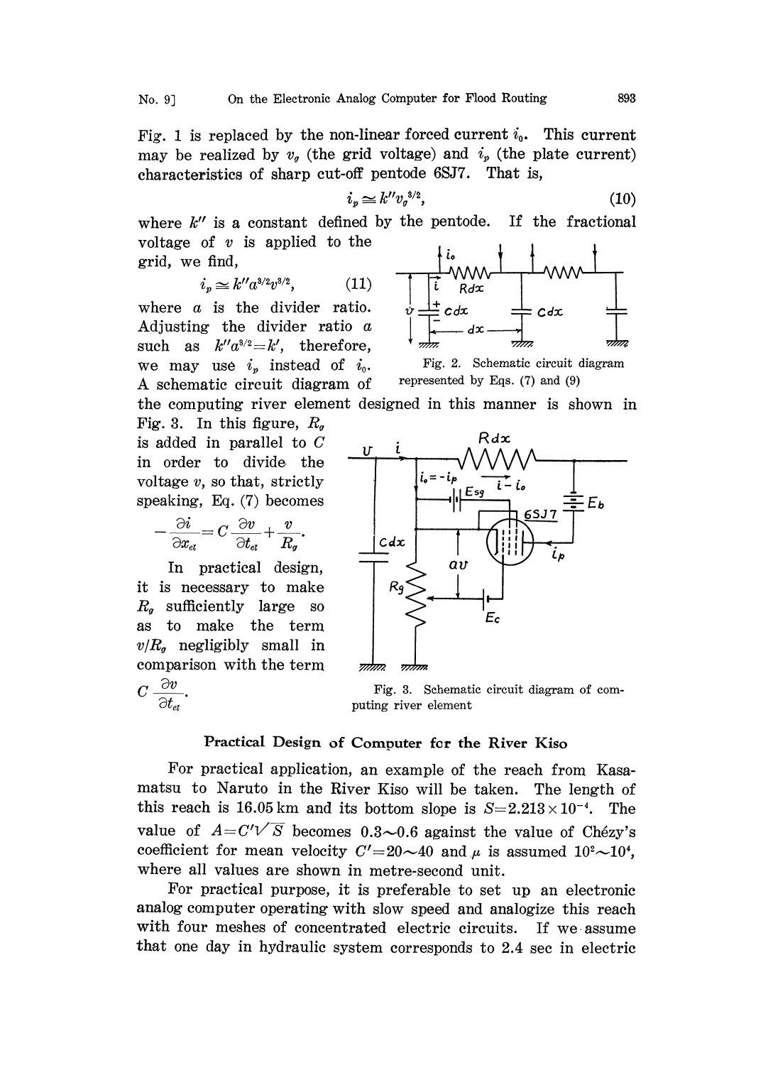Fig. 1 is replaced by the non-linear forced current $i_0$. This current may be realized by $v_g$ (the grid voltage) and $i_p$ (the plate current) characteristics of sharp cut-off pentode 6SJ7. That is,

$$i_p \cong k'' v_g^{3/2}, \tag{10}$$

where $k''$ is a constant defined by the pentode. If the fractional voltage of $v$ is applied to the grid, we find,

$$i_p \cong k'' a^{3/2} v^{3/2}, \tag{11}$$

where $a$ is the divider ratio. Adjusting the divider ratio $a$ such as $k'' a^{3/2} = k'$, therefore, we may use $i_p$ instead of $i_0$. A schematic circuit diagram of the computing river element designed in this manner is shown in Fig. 3. In this figure, $R_g$ is added in parallel to $C$ in order to divide the voltage $v$, so that, strictly speaking, Eq. (7) becomes

Fig. 2. Schematic circuit diagram represented by Eqs. (7) and (9)

$$-\frac{\partial i}{\partial x_{el}} = C\frac{\partial v}{\partial t_{el}} + \frac{v}{R_g}.$$

In practical design, it is necessary to make $R_g$ sufficiently large so as to make the term $v/R_g$ negligibly small in comparison with the term $C\dfrac{\partial v}{\partial t_{el}}$.

Fig. 3. Schematic circuit diagram of computing river element

### Practical Design of Computer for the River Kiso

For practical application, an example of the reach from Kasamatsu to Naruto in the River Kiso will be taken. The length of this reach is 16.05 km and its bottom slope is $S = 2.213 \times 10^{-4}$. The value of $A = C'\sqrt{S}$ becomes $0.3 \sim 0.6$ against the value of Chézy's coefficient for mean velocity $C' = 20 \sim 40$ and $\mu$ is assumed $10^2 \sim 10^4$, where all values are shown in metre-second unit.

For practical purpose, it is preferable to set up an electronic analog computer operating with slow speed and analogize this reach with four meshes of concentrated electric circuits. If we assume that one day in hydraulic system corresponds to 2.4 sec in electric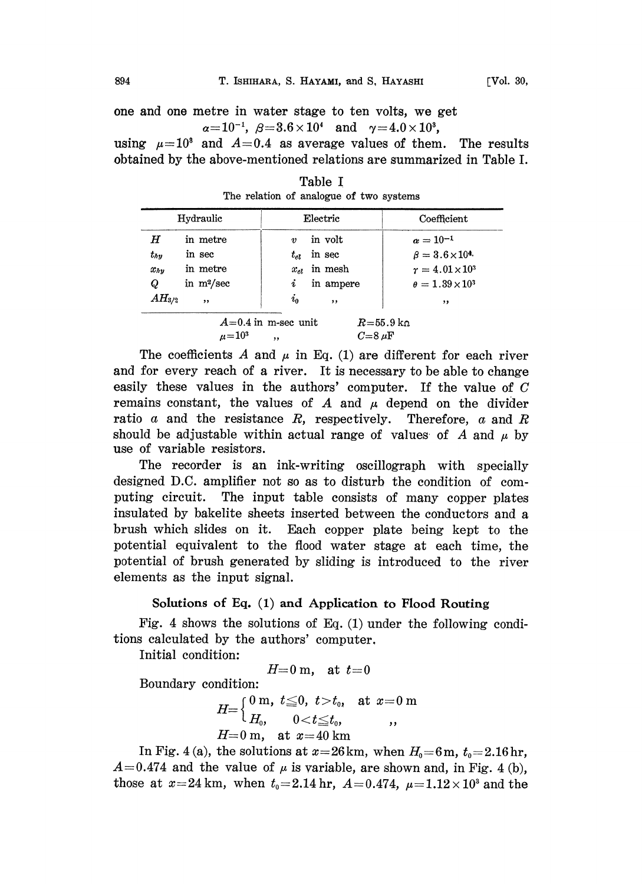one and one metre in water stage to ten volts, we get

$$\alpha=10^{-1},\ \beta=3.6\times10^4 \ \text{and}\ \gamma=4.0\times10^3,$$

using $\mu=10^3$ and $A=0.4$ as average values of them. The results obtained by the above-mentioned relations are summarized in Table I.

Table I
The relation of analogue of two systems

| Hydraulic | | Electric | | Coefficient |
|---|---|---|---|---|
| $H$ | in metre | $v$ | in volt | $\alpha=10^{-1}$ |
| $t_{hy}$ | in sec | $t_{el}$ | in sec | $\beta=3.6\times10^4$ |
| $x_{hy}$ | in metre | $x_{el}$ | in mesh | $\gamma=4.01\times10^3$ |
| $Q$ | in m²/sec | $i$ | in ampere | $\theta=1.39\times10^3$ |
| $AH_{3/2}$ | ,, | $i_0$ | ,, | ,, |

$A=0.4$ in m-sec unit $\quad R=55.9\ \text{k}\Omega$
$\mu=10^3 \quad$ ,, $\quad C=8\ \mu\text{F}$

The coefficients $A$ and $\mu$ in Eq. (1) are different for each river and for every reach of a river. It is necessary to be able to change easily these values in the authors' computer. If the value of $C$ remains constant, the values of $A$ and $\mu$ depend on the divider ratio $a$ and the resistance $R$, respectively. Therefore, $a$ and $R$ should be adjustable within actual range of values of $A$ and $\mu$ by use of variable resistors.

The recorder is an ink-writing oscillograph with specially designed D.C. amplifier not so as to disturb the condition of computing circuit. The input table consists of many copper plates insulated by bakelite sheets inserted between the conductors and a brush which slides on it. Each copper plate being kept to the potential equivalent to the flood water stage at each time, the potential of brush generated by sliding is introduced to the river elements as the input signal.

## Solutions of Eq. (1) and Application to Flood Routing

Fig. 4 shows the solutions of Eq. (1) under the following conditions calculated by the authors' computer.

Initial condition:

$$H=0\ \text{m},\quad \text{at}\ t=0$$

Boundary condition:

$$H=\begin{cases}0\ \text{m}, & t\leqq0,\ t>t_0, \quad \text{at}\ x=0\ \text{m}\\ H_0, & 0<t\leqq t_0, \quad\quad ,,\end{cases}$$

$$H=0\ \text{m},\quad \text{at}\ x=40\ \text{km}$$

In Fig. 4 (a), the solutions at $x=26$ km, when $H_0=6$ m, $t_0=2.16$ hr, $A=0.474$ and the value of $\mu$ is variable, are shown and, in Fig. 4 (b), those at $x=24$ km, when $t_0=2.14$ hr, $A=0.474$, $\mu=1.12\times10^3$ and the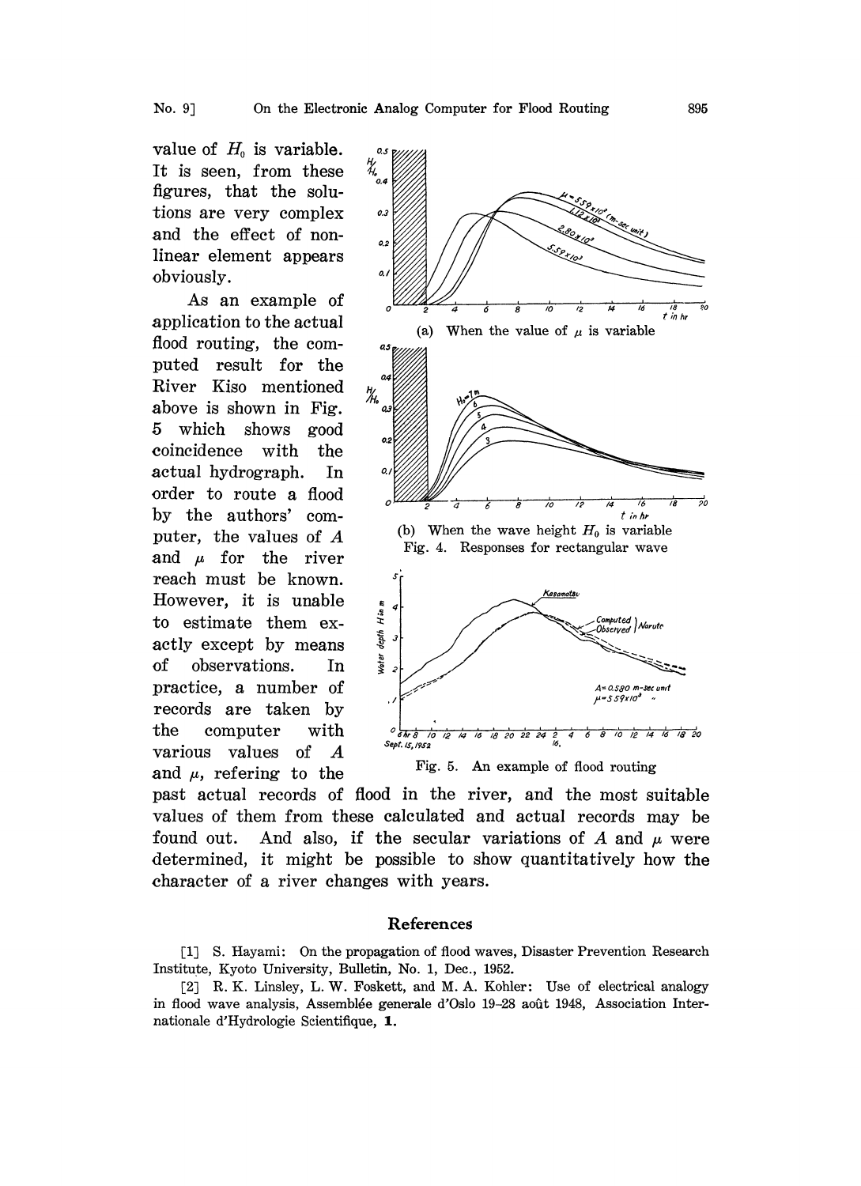value of $H_0$ is variable. It is seen, from these figures, that the solutions are very complex and the effect of non-linear element appears obviously.

As an example of application to the actual flood routing, the computed result for the River Kiso mentioned above is shown in Fig. 5 which shows good coincidence with the actual hydrograph. In order to route a flood by the authors' computer, the values of $A$ and $\mu$ for the river reach must be known. However, it is unable to estimate them exactly except by means of observations. In practice, a number of records are taken by the computer with various values of $A$ and $\mu$, refering to the past actual records of flood in the river, and the most suitable values of them from these calculated and actual records may be found out. And also, if the secular variations of $A$ and $\mu$ were determined, it might be possible to show quantitatively how the character of a river changes with years.

$H/H_0$

$\mu=5.59\times10^2$ (m-sec unit)

$1.12\times10^3$

$2.80\times10^3$

$5.59\times10^3$

$t$ in hr

(a) When the value of $\mu$ is variable

$H/H_0$

$H_0=7$m

6

5

4

3

$t$ in hr

(b) When the wave height $H_0$ is variable

Fig. 4. Responses for rectangular wave

Water depth H in m

Kasamatsu

Computed } Naruto

Observed

$A=0.580$ m-sec unit

$\mu=5.59\times10^3$ "

Sept. 15, 1952

16.

Fig. 5. An example of flood routing

## References

[1] S. Hayami: On the propagation of flood waves, Disaster Prevention Research Institute, Kyoto University, Bulletin, No. 1, Dec., 1952.

[2] R. K. Linsley, L. W. Foskett, and M. A. Kohler: Use of electrical analogy in flood wave analysis, Assemblée generale d'Oslo 19–28 août 1948, Association Internationale d'Hydrologie Scientifique, **1**.